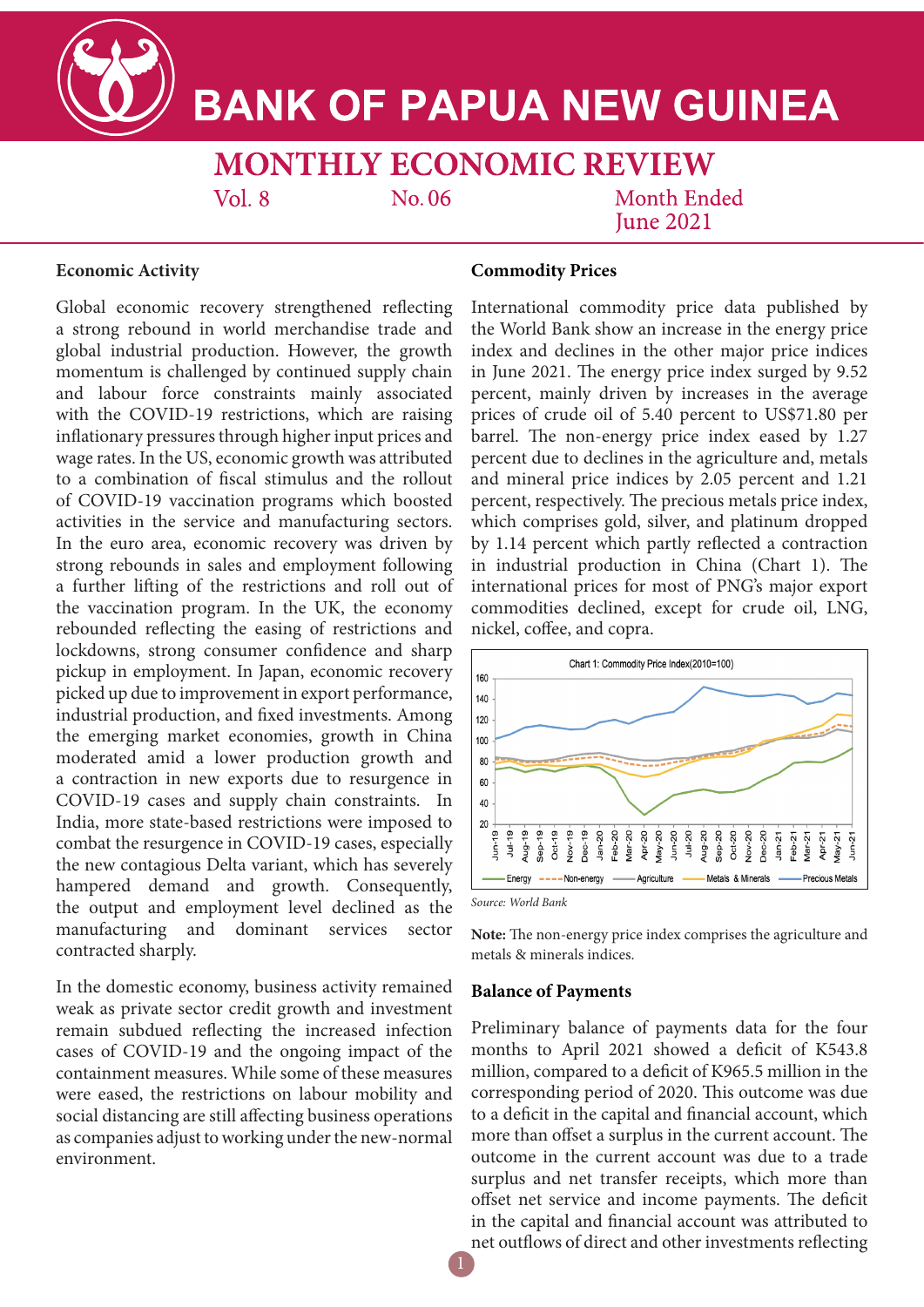# BANK OF PAPUA NEW GUINEA

## MONTHLY ECONOMIC REVIEW

Vol. 8 No. 06 Month Ended June 2021

### Economic Activity

Global economic recovery strengthened reflecting a strong rebound in world merchandise trade and global industrial production. However, the growth momentum is challenged by continued supply chain and labour force constraints mainly associated with the COVID-19 restrictions, which are raising inflationary pressures through higher input prices and wage rates. In the US, economic growth was attributed to a combination of fiscal stimulus and the rollout of COVID-19 vaccination programs which boosted activities in the service and manufacturing sectors. In the euro area, economic recovery was driven by strong rebounds in sales and employment following a further lifting of the restrictions and roll out of the vaccination program. In the UK, the economy rebounded reflecting the easing of restrictions and lockdowns, strong consumer confidence and sharp pickup in employment. In Japan, economic recovery picked up due to improvement in export performance, industrial production, and fixed investments. Among the emerging market economies, growth in China moderated amid a lower production growth and a contraction in new exports due to resurgence in COVID-19 cases and supply chain constraints. In India, more state-based restrictions were imposed to combat the resurgence in COVID-19 cases, especially the new contagious Delta variant, which has severely hampered demand and growth. Consequently, the output and employment level declined as the manufacturing and dominant services sector contracted sharply.

In the domestic economy, business activity remained weak as private sector credit growth and investment remain subdued reflecting the increased infection cases of COVID-19 and the ongoing impact of the containment measures. While some of these measures were eased, the restrictions on labour mobility and social distancing are still affecting business operations as companies adjust to working under the new-normal environment.

### Commodity Prices

International commodity price data published by the World Bank show an increase in the energy price index and declines in the other major price indices in June 2021. The energy price index surged by 9.52 percent, mainly driven by increases in the average prices of crude oil of 5.40 percent to US$71.80 per barrel. The non-energy price index eased by 1.27 percent due to declines in the agriculture and, metals and mineral price indices by 2.05 percent and 1.21 percent, respectively. The precious metals price index, which comprises gold, silver, and platinum dropped by 1.14 percent which partly reflected a contraction in industrial production in China (Chart 1). The international prices for most of PNG's major export commodities declined, except for crude oil, LNG, nickel, coffee, and copra.

Chart 1: Commodity Price Index(2010=100)

*Source: World Bank*

**Note:** The non-energy price index comprises the agriculture and metals & minerals indices.

### Balance of Payments

Preliminary balance of payments data for the four months to April 2021 showed a deficit of K543.8 million, compared to a deficit of K965.5 million in the corresponding period of 2020. This outcome was due to a deficit in the capital and financial account, which more than offset a surplus in the current account. The outcome in the current account was due to a trade surplus and net transfer receipts, which more than offset net service and income payments. The deficit in the capital and financial account was attributed to net outflows of direct and other investments reflecting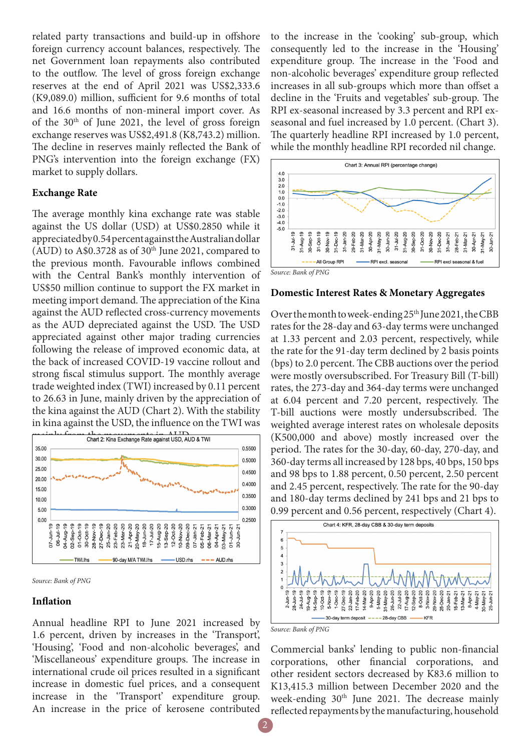related party transactions and build-up in offshore foreign currency account balances, respectively. The net Government loan repayments also contributed to the outflow. The level of gross foreign exchange reserves at the end of April 2021 was US$2,333.6 (K9,089.0) million, sufficient for 9.6 months of total and 16.6 months of non-mineral import cover. As of the 30th of June 2021, the level of gross foreign exchange reserves was US$2,491.8 (K8,743.2) million. The decline in reserves mainly reflected the Bank of PNG's intervention into the foreign exchange (FX) market to supply dollars.

### Exchange Rate

The average monthly kina exchange rate was stable against the US dollar (USD) at US$0.2850 while it appreciated by 0.54 percent against the Australian dollar (AUD) to A$0.3728 as of 30th June 2021, compared to the previous month. Favourable inflows combined with the Central Bank's monthly intervention of US$50 million continue to support the FX market in meeting import demand. The appreciation of the Kina against the AUD reflected cross-currency movements as the AUD depreciated against the USD. The USD appreciated against other major trading currencies following the release of improved economic data, at the back of increased COVID-19 vaccine rollout and strong fiscal stimulus support. The monthly average trade weighted index (TWI) increased by 0.11 percent to 26.63 in June, mainly driven by the appreciation of the kina against the AUD (Chart 2). With the stability in kina against the USD, the influence on the TWI was mainly from the movements in AUD.

Chart 2: Kina Exchange Rate against USD, AUD & TWI

*Source: Bank of PNG*

### Inflation

Annual headline RPI to June 2021 increased by 1.6 percent, driven by increases in the 'Transport', 'Housing', 'Food and non-alcoholic beverages', and 'Miscellaneous' expenditure groups. The increase in international crude oil prices resulted in a significant increase in domestic fuel prices, and a consequent increase in the 'Transport' expenditure group. An increase in the price of kerosene contributed to the increase in the 'cooking' sub-group, which consequently led to the increase in the 'Housing' expenditure group. The increase in the 'Food and non-alcoholic beverages' expenditure group reflected increases in all sub-groups which more than offset a decline in the 'Fruits and vegetables' sub-group. The RPI ex-seasonal increased by 3.3 percent and RPI ex-seasonal and fuel increased by 1.0 percent. (Chart 3). The quarterly headline RPI increased by 1.0 percent, while the monthly headline RPI recorded nil change.

Chart 3: Annual RPI (percentage change)

*Source: Bank of PNG*

### Domestic Interest Rates & Monetary Aggregates

Over the month to week-ending 25th June 2021, the CBB rates for the 28-day and 63-day terms were unchanged at 1.33 percent and 2.03 percent, respectively, while the rate for the 91-day term declined by 2 basis points (bps) to 2.0 percent. The CBB auctions over the period were mostly oversubscribed. For Treasury Bill (T-bill) rates, the 273-day and 364-day terms were unchanged at 6.04 percent and 7.20 percent, respectively. The T-bill auctions were mostly undersubscribed. The weighted average interest rates on wholesale deposits (K500,000 and above) mostly increased over the period. The rates for the 30-day, 60-day, 270-day, and 360-day terms all increased by 128 bps, 40 bps, 150 bps and 98 bps to 1.88 percent, 0.50 percent, 2.50 percent and 2.45 percent, respectively. The rate for the 90-day and 180-day terms declined by 241 bps and 21 bps to 0.99 percent and 0.56 percent, respectively (Chart 4).

Chart 4: KFR, 28-day CBB & 30-day term deposits

*Source: Bank of PNG*

Commercial banks' lending to public non-financial corporations, other financial corporations, and other resident sectors decreased by K83.6 million to K13,415.3 million between December 2020 and the week-ending 30th June 2021. The decrease mainly reflected repayments by the manufacturing, household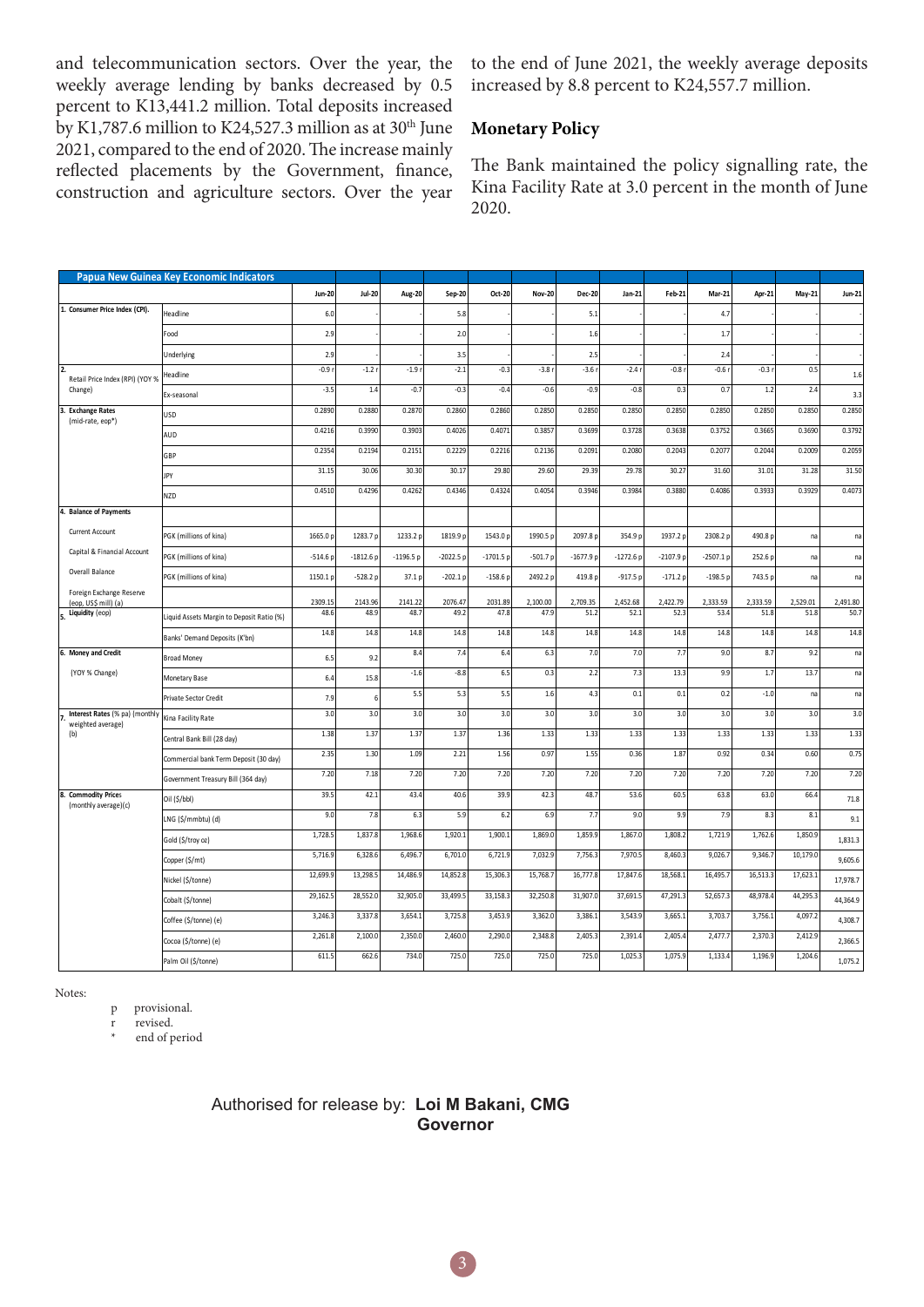and telecommunication sectors. Over the year, the weekly average lending by banks decreased by 0.5 percent to K13,441.2 million. Total deposits increased by K1,787.6 million to K24,527.3 million as at 30th June 2021, compared to the end of 2020. The increase mainly reflected placements by the Government, finance, construction and agriculture sectors. Over the year to the end of June 2021, the weekly average deposits increased by 8.8 percent to K24,557.7 million.

## Monetary Policy

The Bank maintained the policy signalling rate, the Kina Facility Rate at 3.0 percent in the month of June 2020.

| Papua New Guinea Key Economic Indicators | | Jun-20 | Jul-20 | Aug-20 | Sep-20 | Oct-20 | Nov-20 | Dec-20 | Jan-21 | Feb-21 | Mar-21 | Apr-21 | May-21 | Jun-21 |
|---|---|---|---|---|---|---|---|---|---|---|---|---|---|---|
| 1. Consumer Price Index (CPI). | Headline | 6.0 | - | - | 5.8 | - | - | 5.1 | - | - | 4.7 | - | - | - |
| | Food | 2.9 | - | - | 2.0 | - | - | 1.6 | - | - | 1.7 | - | - | - |
| | Underlying | 2.9 | - | - | 3.5 | - | - | 2.5 | - | - | 2.4 | - | - | - |
| 2. Retail Price Index (RPI) (YOY % Change) | Headline | -0.9 r | -1.2 r | -1.9 r | -2.1 | -0.3 | -3.8 r | -3.6 r | -2.4 r | -0.8 r | -0.6 r | -0.3 r | 0.5 | 1.6 |
| | Ex-seasonal | -3.5 | 1.4 | -0.7 | -0.3 | -0.4 | -0.6 | -0.9 | -0.8 | 0.3 | 0.7 | 1.2 | 2.4 | 3.3 |
| 3. Exchange Rates (mid-rate, eop*) | USD | 0.2890 | 0.2880 | 0.2870 | 0.2860 | 0.2860 | 0.2850 | 0.2850 | 0.2850 | 0.2850 | 0.2850 | 0.2850 | 0.2850 | 0.2850 |
| | AUD | 0.4216 | 0.3990 | 0.3903 | 0.4026 | 0.4071 | 0.3857 | 0.3699 | 0.3728 | 0.3638 | 0.3752 | 0.3665 | 0.3690 | 0.3792 |
| | GBP | 0.2354 | 0.2194 | 0.2151 | 0.2229 | 0.2216 | 0.2136 | 0.2091 | 0.2080 | 0.2043 | 0.2077 | 0.2044 | 0.2009 | 0.2059 |
| | JPY | 31.15 | 30.06 | 30.30 | 30.17 | 29.80 | 29.60 | 29.39 | 29.78 | 30.27 | 31.60 | 31.01 | 31.28 | 31.50 |
| | NZD | 0.4510 | 0.4296 | 0.4262 | 0.4346 | 0.4324 | 0.4054 | 0.3946 | 0.3984 | 0.3880 | 0.4086 | 0.3933 | 0.3929 | 0.4073 |
| 4. Balance of Payments | | | | | | | | | | | | | | |
| Current Account | PGK (millions of kina) | 1665.0 p | 1283.7 p | 1233.2 p | 1819.9 p | 1543.0 p | 1990.5 p | 2097.8 p | 354.9 p | 1937.2 p | 2308.2 p | 490.8 p | na | na |
| Capital & Financial Account | PGK (millions of kina) | -514.6 p | -1812.6 p | -1196.5 p | -2022.5 p | -1701.5 p | -501.7 p | -1677.9 p | -1272.6 p | -2107.9 p | -2507.1 p | 252.6 p | na | na |
| Overall Balance | PGK (millions of kina) | 1150.1 p | -528.2 p | 37.1 p | -202.1 p | -158.6 p | 2492.2 p | 419.8 p | -917.5 p | -171.2 p | -198.5 p | 743.5 p | na | na |
| Foreign Exchange Reserve (eop, US$ mill) (a) | | 2309.15 | 2143.96 | 2141.22 | 2076.47 | 2031.89 | 2,100.00 | 2,709.35 | 2,452.68 | 2,422.79 | 2,333.59 | 2,333.59 | 2,529.01 | 2,491.80 |
| 5. Liquidity (eop) | Liquid Assets Margin to Deposit Ratio (%) | 48.6 | 48.9 | 48.7 | 49.2 | 47.8 | 47.9 | 51.2 | 52.1 | 52.3 | 53.4 | 51.8 | 51.8 | 50.7 |
| | Banks' Demand Deposits (K'bn) | 14.8 | 14.8 | 14.8 | 14.8 | 14.8 | 14.8 | 14.8 | 14.8 | 14.8 | 14.8 | 14.8 | 14.8 | 14.8 |
| 6. Money and Credit (YOY % Change) | Broad Money | 6.5 | 9.2 | 8.4 | 7.4 | 6.4 | 6.3 | 7.0 | 7.0 | 7.7 | 9.0 | 8.7 | 9.2 | na |
| | Monetary Base | 6.4 | 15.8 | -1.6 | -8.8 | 6.5 | 0.3 | 2.2 | 7.3 | 13.3 | 9.9 | 1.7 | 13.7 | na |
| | Private Sector Credit | 7.9 | 6 | 5.5 | 5.3 | 5.5 | 1.6 | 4.3 | 0.1 | 0.1 | 0.2 | -1.0 | na | na |
| 7. Interest Rates (% pa) (monthly weighted average) (b) | Kina Facility Rate | 3.0 | 3.0 | 3.0 | 3.0 | 3.0 | 3.0 | 3.0 | 3.0 | 3.0 | 3.0 | 3.0 | 3.0 | 3.0 |
| | Central Bank Bill (28 day) | 1.38 | 1.37 | 1.37 | 1.37 | 1.36 | 1.33 | 1.33 | 1.33 | 1.33 | 1.33 | 1.33 | 1.33 | 1.33 |
| | Commercial bank Term Deposit (30 day) | 2.35 | 1.30 | 1.09 | 2.21 | 1.56 | 0.97 | 1.55 | 0.36 | 1.87 | 0.92 | 0.34 | 0.60 | 0.75 |
| | Government Treasury Bill (364 day) | 7.20 | 7.18 | 7.20 | 7.20 | 7.20 | 7.20 | 7.20 | 7.20 | 7.20 | 7.20 | 7.20 | 7.20 | 7.20 |
| 8. Commodity Prices (monthly average)(c) | Oil ($/bbl) | 39.5 | 42.1 | 43.4 | 40.6 | 39.9 | 42.3 | 48.7 | 53.6 | 60.5 | 63.8 | 63.0 | 66.4 | 71.8 |
| | LNG ($/mmbtu) (d) | 9.0 | 7.8 | 6.3 | 5.9 | 6.2 | 6.9 | 7.7 | 9.0 | 9.9 | 7.9 | 8.3 | 8.1 | 9.1 |
| | Gold ($/troy oz) | 1,728.5 | 1,837.8 | 1,968.6 | 1,920.1 | 1,900.1 | 1,869.0 | 1,859.9 | 1,867.0 | 1,808.2 | 1,721.9 | 1,762.6 | 1,850.9 | 1,831.3 |
| | Copper ($/mt) | 5,716.9 | 6,328.6 | 6,496.7 | 6,701.0 | 6,721.9 | 7,032.9 | 7,756.3 | 7,970.5 | 8,460.3 | 9,026.7 | 9,346.7 | 10,179.0 | 9,605.6 |
| | Nickel ($/tonne) | 12,699.9 | 13,298.5 | 14,486.9 | 14,852.8 | 15,306.3 | 15,768.7 | 16,777.8 | 17,847.6 | 18,568.1 | 16,495.7 | 16,513.3 | 17,623.1 | 17,978.7 |
| | Cobalt ($/tonne) | 29,162.5 | 28,552.0 | 32,905.0 | 33,499.5 | 33,158.3 | 32,250.8 | 31,907.0 | 37,691.5 | 47,291.3 | 52,657.3 | 48,978.4 | 44,295.3 | 44,364.9 |
| | Coffee ($/tonne) (e) | 3,246.3 | 3,337.8 | 3,654.1 | 3,725.8 | 3,453.9 | 3,362.0 | 3,386.1 | 3,543.9 | 3,665.1 | 3,703.7 | 3,756.1 | 4,097.2 | 4,308.7 |
| | Cocoa ($/tonne) (e) | 2,261.8 | 2,100.0 | 2,350.0 | 2,460.0 | 2,290.0 | 2,348.8 | 2,405.3 | 2,391.4 | 2,405.4 | 2,477.7 | 2,370.3 | 2,412.9 | 2,366.5 |
| | Palm Oil ($/tonne) | 611.5 | 662.6 | 734.0 | 725.0 | 725.0 | 725.0 | 725.0 | 1,025.3 | 1,075.9 | 1,133.4 | 1,196.9 | 1,204.6 | 1,075.2 |

Notes:

- p provisional.
- r revised.
- \* end of period

Authorised for release by: **Loi M Bakani, CMG**
**Governor**